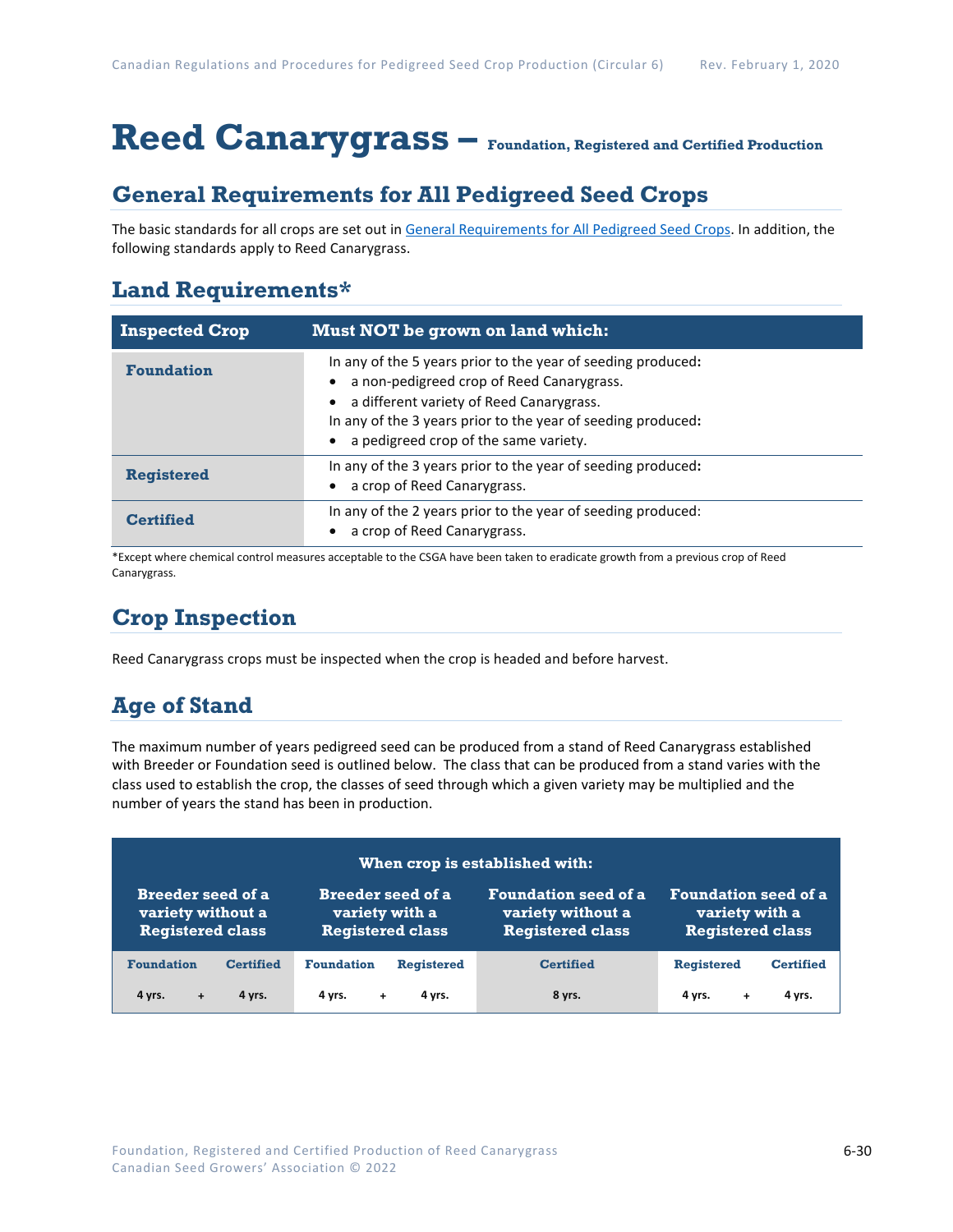# Reed Canarygrass – Foundation, Registered and Certified Production

## General Requirements for All Pedigreed Seed Crops

The basic standards for all crops are set out in General Requirements for All Pedigreed Seed Crops. In addition, the following standards apply to Reed Canarygrass.

## Land Requirements*

| Inspected Crop | Must NOT be grown on land which: |
|---|---|
| **Foundation** | In any of the 5 years prior to the year of seeding produced:<br>• a non-pedigreed crop of Reed Canarygrass.<br>• a different variety of Reed Canarygrass.<br>In any of the 3 years prior to the year of seeding produced:<br>• a pedigreed crop of the same variety. |
| **Registered** | In any of the 3 years prior to the year of seeding produced:<br>• a crop of Reed Canarygrass. |
| **Certified** | In any of the 2 years prior to the year of seeding produced:<br>• a crop of Reed Canarygrass. |

*Except where chemical control measures acceptable to the CSGA have been taken to eradicate growth from a previous crop of Reed Canarygrass.

## Crop Inspection

Reed Canarygrass crops must be inspected when the crop is headed and before harvest.

## Age of Stand

The maximum number of years pedigreed seed can be produced from a stand of Reed Canarygrass established with Breeder or Foundation seed is outlined below. The class that can be produced from a stand varies with the class used to establish the crop, the classes of seed through which a given variety may be multiplied and the number of years the stand has been in production.

| When crop is established with: | | | | | | | |
|---|---|---|---|---|---|---|---|
| Breeder seed of a variety without a Registered class | | Breeder seed of a variety with a Registered class | | Foundation seed of a variety without a Registered class | Foundation seed of a variety with a Registered class | | |
| Foundation | Certified | Foundation | Registered | Certified | Registered | | Certified |
| 4 yrs. + | 4 yrs. | 4 yrs. + | 4 yrs. | 8 yrs. | 4 yrs. | + | 4 yrs. |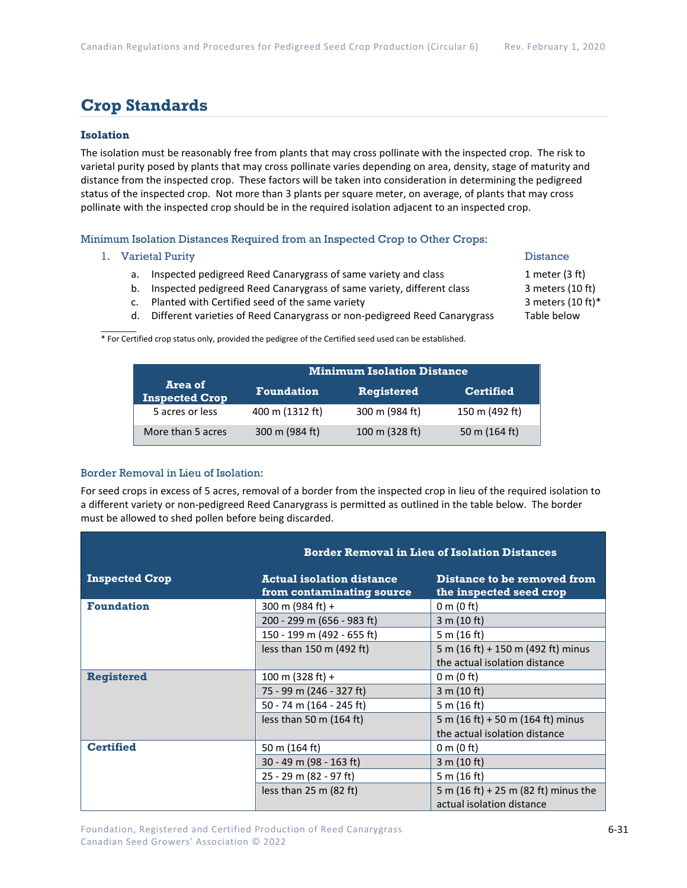# Crop Standards

### Isolation

The isolation must be reasonably free from plants that may cross pollinate with the inspected crop. The risk to varietal purity posed by plants that may cross pollinate varies depending on area, density, stage of maturity and distance from the inspected crop. These factors will be taken into consideration in determining the pedigreed status of the inspected crop. Not more than 3 plants per square meter, on average, of plants that may cross pollinate with the inspected crop should be in the required isolation adjacent to an inspected crop.

#### Minimum Isolation Distances Required from an Inspected Crop to Other Crops:

1. Varietal Purity — Distance
   a. Inspected pedigreed Reed Canarygrass of same variety and class — 1 meter (3 ft)
   b. Inspected pedigreed Reed Canarygrass of same variety, different class — 3 meters (10 ft)
   c. Planted with Certified seed of the same variety — 3 meters (10 ft)*
   d. Different varieties of Reed Canarygrass or non-pedigreed Reed Canarygrass — Table below

\* For Certified crop status only, provided the pedigree of the Certified seed used can be established.

| Area of Inspected Crop | Minimum Isolation Distance | | |
|---|---|---|---|
| | Foundation | Registered | Certified |
| 5 acres or less | 400 m (1312 ft) | 300 m (984 ft) | 150 m (492 ft) |
| More than 5 acres | 300 m (984 ft) | 100 m (328 ft) | 50 m (164 ft) |

#### Border Removal in Lieu of Isolation:

For seed crops in excess of 5 acres, removal of a border from the inspected crop in lieu of the required isolation to a different variety or non-pedigreed Reed Canarygrass is permitted as outlined in the table below. The border must be allowed to shed pollen before being discarded.

| Inspected Crop | Border Removal in Lieu of Isolation Distances | |
|---|---|---|
| | Actual isolation distance from contaminating source | Distance to be removed from the inspected seed crop |
| **Foundation** | 300 m (984 ft) + | 0 m (0 ft) |
| | 200 - 299 m (656 - 983 ft) | 3 m (10 ft) |
| | 150 - 199 m (492 - 655 ft) | 5 m (16 ft) |
| | less than 150 m (492 ft) | 5 m (16 ft) + 150 m (492 ft) minus the actual isolation distance |
| **Registered** | 100 m (328 ft) + | 0 m (0 ft) |
| | 75 - 99 m (246 - 327 ft) | 3 m (10 ft) |
| | 50 - 74 m (164 - 245 ft) | 5 m (16 ft) |
| | less than 50 m (164 ft) | 5 m (16 ft) + 50 m (164 ft) minus the actual isolation distance |
| **Certified** | 50 m (164 ft) | 0 m (0 ft) |
| | 30 - 49 m (98 - 163 ft) | 3 m (10 ft) |
| | 25 - 29 m (82 - 97 ft) | 5 m (16 ft) |
| | less than 25 m (82 ft) | 5 m (16 ft) + 25 m (82 ft) minus the actual isolation distance |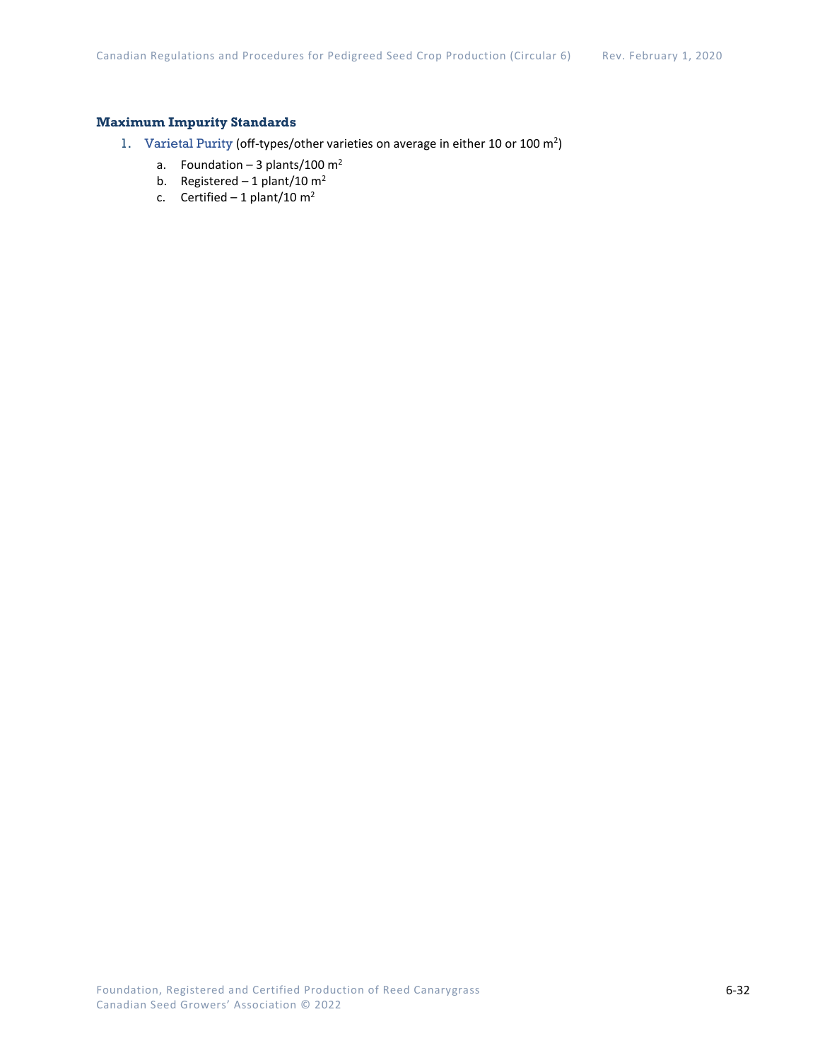### Maximum Impurity Standards

1. Varietal Purity (off-types/other varieties on average in either 10 or 100 $m^2$)
   a. Foundation – 3 plants/100 $m^2$
   b. Registered – 1 plant/10 $m^2$
   c. Certified – 1 plant/10 $m^2$